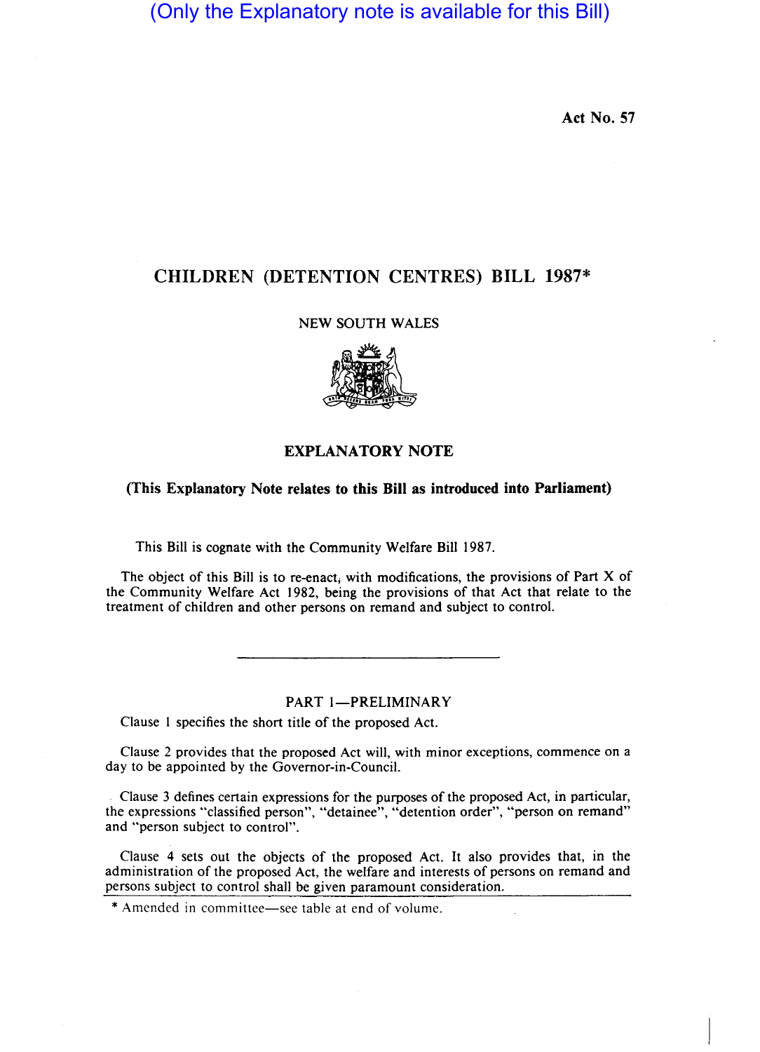(Only the Explanatory note is available for this Bill)

Act No. 57

# CHILDREN (DETENTION CENTRES) BILL 1987*

NEW SOUTH WALES

## EXPLANATORY NOTE

**(This Explanatory Note relates to this Bill as introduced into Parliament)**

This Bill is cognate with the Community Welfare Bill 1987.

The object of this Bill is to re-enact, with modifications, the provisions of Part X of the Community Welfare Act 1982, being the provisions of that Act that relate to the treatment of children and other persons on remand and subject to control.

---

### PART 1—PRELIMINARY

Clause 1 specifies the short title of the proposed Act.

Clause 2 provides that the proposed Act will, with minor exceptions, commence on a day to be appointed by the Governor-in-Council.

Clause 3 defines certain expressions for the purposes of the proposed Act, in particular, the expressions "classified person", "detainee", "detention order", "person on remand" and "person subject to control".

Clause 4 sets out the objects of the proposed Act. It also provides that, in the administration of the proposed Act, the welfare and interests of persons on remand and persons subject to control shall be given paramount consideration.

* Amended in committee—see table at end of volume.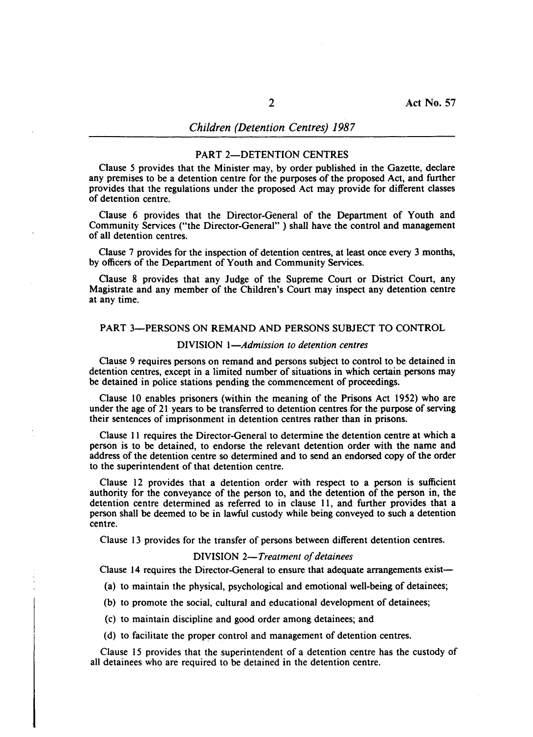## PART 2—DETENTION CENTRES

Clause 5 provides that the Minister may, by order published in the Gazette, declare any premises to be a detention centre for the purposes of the proposed Act, and further provides that the regulations under the proposed Act may provide for different classes of detention centre.

Clause 6 provides that the Director-General of the Department of Youth and Community Services ("the Director-General" ) shall have the control and management of all detention centres.

Clause 7 provides for the inspection of detention centres, at least once every 3 months, by officers of the Department of Youth and Community Services.

Clause 8 provides that any Judge of the Supreme Court or District Court, any Magistrate and any member of the Children's Court may inspect any detention centre at any time.

## PART 3—PERSONS ON REMAND AND PERSONS SUBJECT TO CONTROL

### DIVISION 1—*Admission to detention centres*

Clause 9 requires persons on remand and persons subject to control to be detained in detention centres, except in a limited number of situations in which certain persons may be detained in police stations pending the commencement of proceedings.

Clause 10 enables prisoners (within the meaning of the Prisons Act 1952) who are under the age of 21 years to be transferred to detention centres for the purpose of serving their sentences of imprisonment in detention centres rather than in prisons.

Clause 11 requires the Director-General to determine the detention centre at which a person is to be detained, to endorse the relevant detention order with the name and address of the detention centre so determined and to send an endorsed copy of the order to the superintendent of that detention centre.

Clause 12 provides that a detention order with respect to a person is sufficient authority for the conveyance of the person to, and the detention of the person in, the detention centre determined as referred to in clause 11, and further provides that a person shall be deemed to be in lawful custody while being conveyed to such a detention centre.

Clause 13 provides for the transfer of persons between different detention centres.

### DIVISION 2—*Treatment of detainees*

Clause 14 requires the Director-General to ensure that adequate arrangements exist—

(a) to maintain the physical, psychological and emotional well-being of detainees;

(b) to promote the social, cultural and educational development of detainees;

(c) to maintain discipline and good order among detainees; and

(d) to facilitate the proper control and management of detention centres.

Clause 15 provides that the superintendent of a detention centre has the custody of all detainees who are required to be detained in the detention centre.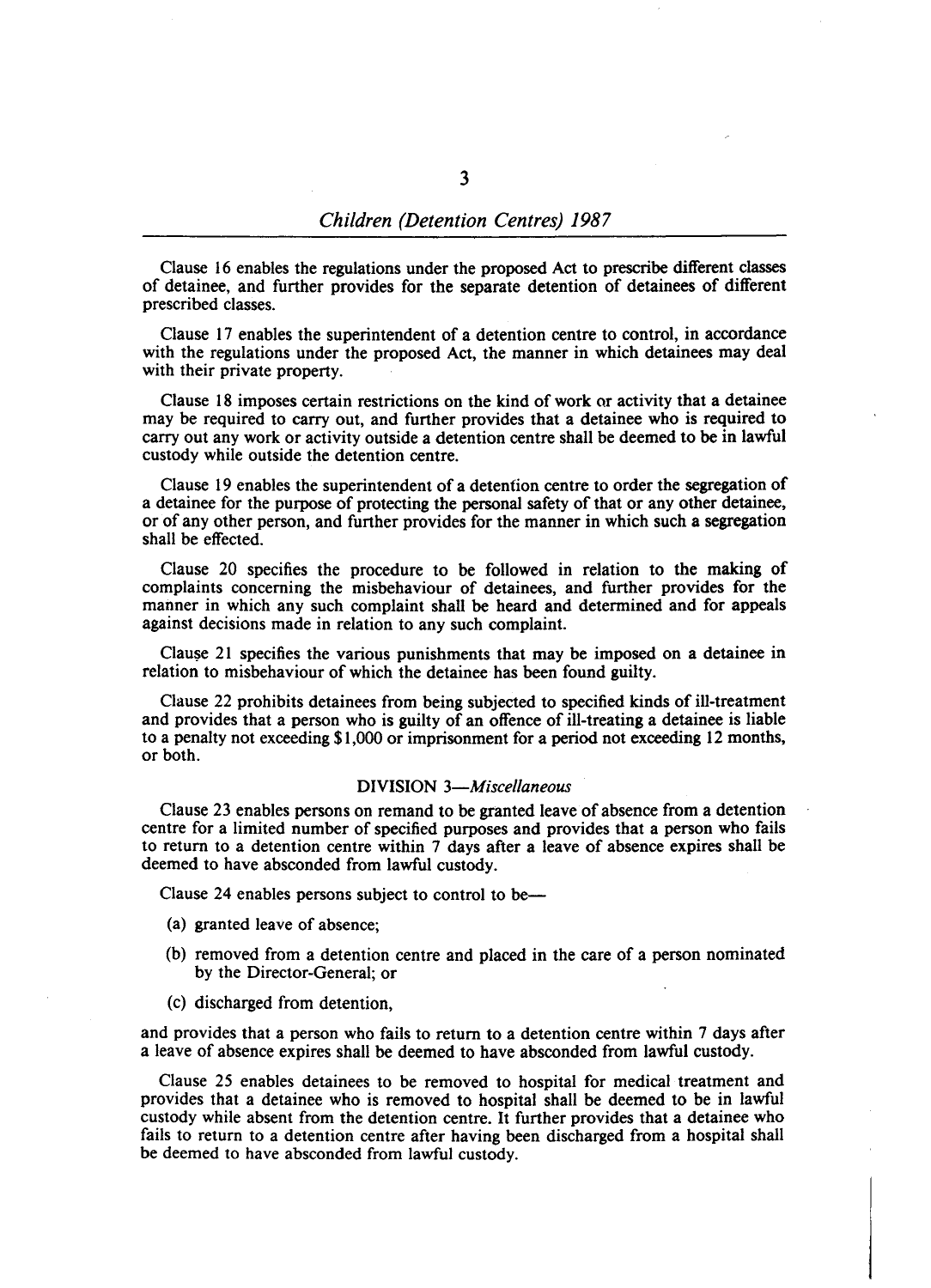Clause 16 enables the regulations under the proposed Act to prescribe different classes of detainee, and further provides for the separate detention of detainees of different prescribed classes.

Clause 17 enables the superintendent of a detention centre to control, in accordance with the regulations under the proposed Act, the manner in which detainees may deal with their private property.

Clause 18 imposes certain restrictions on the kind of work or activity that a detainee may be required to carry out, and further provides that a detainee who is required to carry out any work or activity outside a detention centre shall be deemed to be in lawful custody while outside the detention centre.

Clause 19 enables the superintendent of a detention centre to order the segregation of a detainee for the purpose of protecting the personal safety of that or any other detainee, or of any other person, and further provides for the manner in which such a segregation shall be effected.

Clause 20 specifies the procedure to be followed in relation to the making of complaints concerning the misbehaviour of detainees, and further provides for the manner in which any such complaint shall be heard and determined and for appeals against decisions made in relation to any such complaint.

Clause 21 specifies the various punishments that may be imposed on a detainee in relation to misbehaviour of which the detainee has been found guilty.

Clause 22 prohibits detainees from being subjected to specified kinds of ill-treatment and provides that a person who is guilty of an offence of ill-treating a detainee is liable to a penalty not exceeding $1,000 or imprisonment for a period not exceeding 12 months, or both.

### DIVISION 3—*Miscellaneous*

Clause 23 enables persons on remand to be granted leave of absence from a detention centre for a limited number of specified purposes and provides that a person who fails to return to a detention centre within 7 days after a leave of absence expires shall be deemed to have absconded from lawful custody.

Clause 24 enables persons subject to control to be—

- (a) granted leave of absence;
- (b) removed from a detention centre and placed in the care of a person nominated by the Director-General; or
- (c) discharged from detention,

and provides that a person who fails to return to a detention centre within 7 days after a leave of absence expires shall be deemed to have absconded from lawful custody.

Clause 25 enables detainees to be removed to hospital for medical treatment and provides that a detainee who is removed to hospital shall be deemed to be in lawful custody while absent from the detention centre. It further provides that a detainee who fails to return to a detention centre after having been discharged from a hospital shall be deemed to have absconded from lawful custody.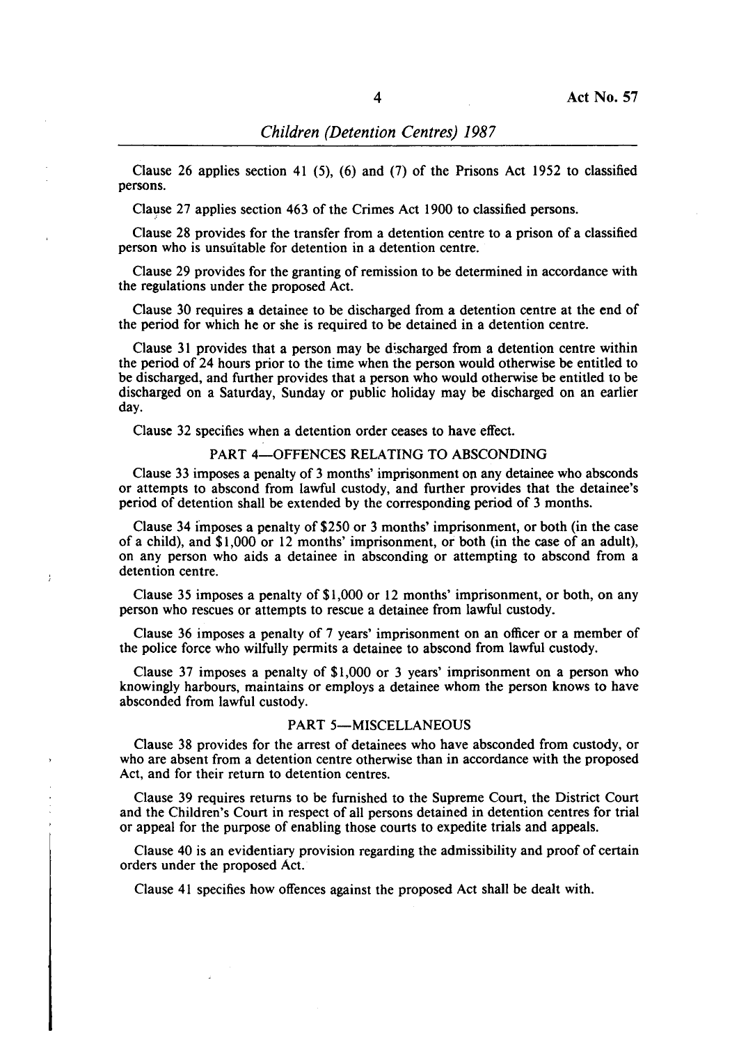Clause 26 applies section 41 (5), (6) and (7) of the Prisons Act 1952 to classified persons.

Clause 27 applies section 463 of the Crimes Act 1900 to classified persons.

Clause 28 provides for the transfer from a detention centre to a prison of a classified person who is unsuitable for detention in a detention centre.

Clause 29 provides for the granting of remission to be determined in accordance with the regulations under the proposed Act.

Clause 30 requires a detainee to be discharged from a detention centre at the end of the period for which he or she is required to be detained in a detention centre.

Clause 31 provides that a person may be discharged from a detention centre within the period of 24 hours prior to the time when the person would otherwise be entitled to be discharged, and further provides that a person who would otherwise be entitled to be discharged on a Saturday, Sunday or public holiday may be discharged on an earlier day.

Clause 32 specifies when a detention order ceases to have effect.

## PART 4—OFFENCES RELATING TO ABSCONDING

Clause 33 imposes a penalty of 3 months' imprisonment on any detainee who absconds or attempts to abscond from lawful custody, and further provides that the detainee's period of detention shall be extended by the corresponding period of 3 months.

Clause 34 imposes a penalty of $250 or 3 months' imprisonment, or both (in the case of a child), and $1,000 or 12 months' imprisonment, or both (in the case of an adult), on any person who aids a detainee in absconding or attempting to abscond from a detention centre.

Clause 35 imposes a penalty of $1,000 or 12 months' imprisonment, or both, on any person who rescues or attempts to rescue a detainee from lawful custody.

Clause 36 imposes a penalty of 7 years' imprisonment on an officer or a member of the police force who wilfully permits a detainee to abscond from lawful custody.

Clause 37 imposes a penalty of $1,000 or 3 years' imprisonment on a person who knowingly harbours, maintains or employs a detainee whom the person knows to have absconded from lawful custody.

## PART 5—MISCELLANEOUS

Clause 38 provides for the arrest of detainees who have absconded from custody, or who are absent from a detention centre otherwise than in accordance with the proposed Act, and for their return to detention centres.

Clause 39 requires returns to be furnished to the Supreme Court, the District Court and the Children's Court in respect of all persons detained in detention centres for trial or appeal for the purpose of enabling those courts to expedite trials and appeals.

Clause 40 is an evidentiary provision regarding the admissibility and proof of certain orders under the proposed Act.

Clause 41 specifies how offences against the proposed Act shall be dealt with.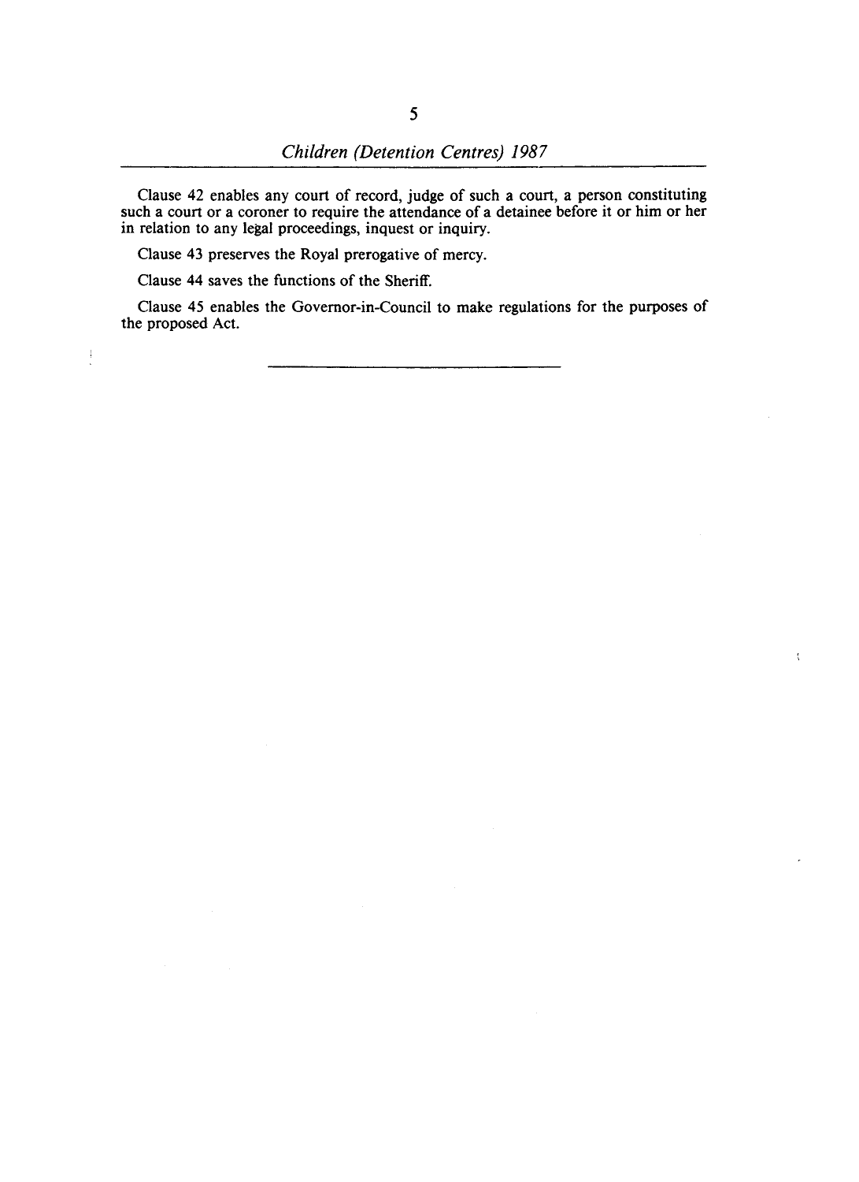Clause 42 enables any court of record, judge of such a court, a person constituting such a court or a coroner to require the attendance of a detainee before it or him or her in relation to any legal proceedings, inquest or inquiry.

Clause 43 preserves the Royal prerogative of mercy.

Clause 44 saves the functions of the Sheriff.

Clause 45 enables the Governor-in-Council to make regulations for the purposes of the proposed Act.